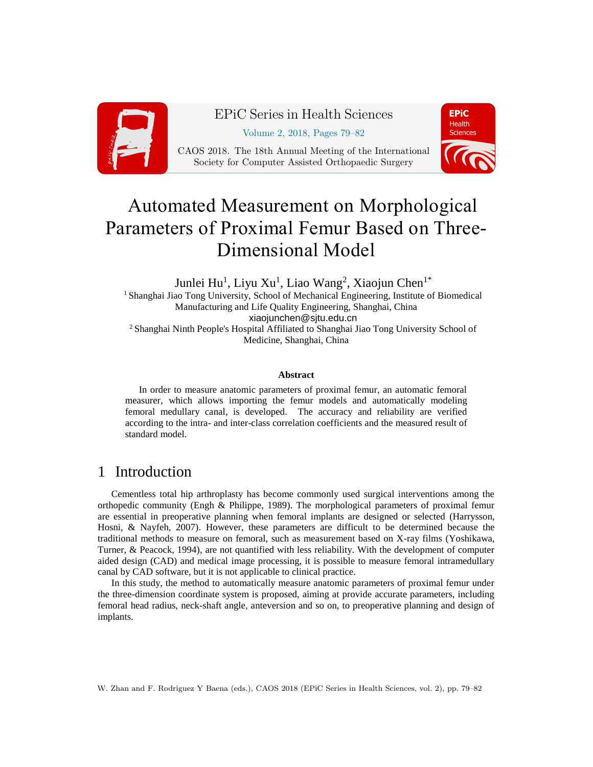# Automated Measurement on Morphological Parameters of Proximal Femur Based on Three-Dimensional Model

Junlei Hu[1], Liyu Xu[1], Liao Wang[2], Xiaojun Chen[1*]

[1] Shanghai Jiao Tong University, School of Mechanical Engineering, Institute of Biomedical Manufacturing and Life Quality Engineering, Shanghai, China
xiaojunchen@sjtu.edu.cn

[2] Shanghai Ninth People's Hospital Affiliated to Shanghai Jiao Tong University School of Medicine, Shanghai, China

### Abstract

In order to measure anatomic parameters of proximal femur, an automatic femoral measurer, which allows importing the femur models and automatically modeling femoral medullary canal, is developed. The accuracy and reliability are verified according to the intra- and inter-class correlation coefficients and the measured result of standard model.

## 1 Introduction

Cementless total hip arthroplasty has become commonly used surgical interventions among the orthopedic community (Engh & Philippe, 1989). The morphological parameters of proximal femur are essential in preoperative planning when femoral implants are designed or selected (Harrysson, Hosni, & Nayfeh, 2007). However, these parameters are difficult to be determined because the traditional methods to measure on femoral, such as measurement based on X-ray films (Yoshikawa, Turner, & Peacock, 1994), are not quantified with less reliability. With the development of computer aided design (CAD) and medical image processing, it is possible to measure femoral intramedullary canal by CAD software, but it is not applicable to clinical practice.

In this study, the method to automatically measure anatomic parameters of proximal femur under the three-dimension coordinate system is proposed, aiming at provide accurate parameters, including femoral head radius, neck-shaft angle, anteversion and so on, to preoperative planning and design of implants.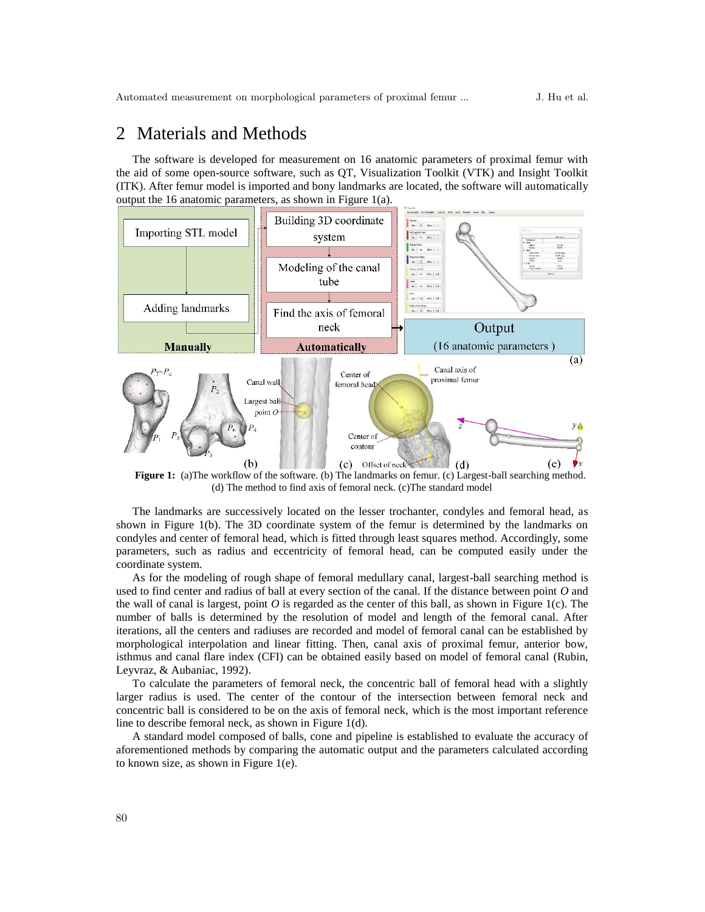# 2 Materials and Methods

The software is developed for measurement on 16 anatomic parameters of proximal femur with the aid of some open-source software, such as QT, Visualization Toolkit (VTK) and Insight Toolkit (ITK). After femur model is imported and bony landmarks are located, the software will automatically output the 16 anatomic parameters, as shown in Figure 1(a).

**Figure 1:** (a)The workflow of the software. (b) The landmarks on femur. (c) Largest-ball searching method. (d) The method to find axis of femoral neck. (c)The standard model

The landmarks are successively located on the lesser trochanter, condyles and femoral head, as shown in Figure 1(b). The 3D coordinate system of the femur is determined by the landmarks on condyles and center of femoral head, which is fitted through least squares method. Accordingly, some parameters, such as radius and eccentricity of femoral head, can be computed easily under the coordinate system.

As for the modeling of rough shape of femoral medullary canal, largest-ball searching method is used to find center and radius of ball at every section of the canal. If the distance between point *O* and the wall of canal is largest, point *O* is regarded as the center of this ball, as shown in Figure 1(c). The number of balls is determined by the resolution of model and length of the femoral canal. After iterations, all the centers and radiuses are recorded and model of femoral canal can be established by morphological interpolation and linear fitting. Then, canal axis of proximal femur, anterior bow, isthmus and canal flare index (CFI) can be obtained easily based on model of femoral canal (Rubin, Leyvraz, & Aubaniac, 1992).

To calculate the parameters of femoral neck, the concentric ball of femoral head with a slightly larger radius is used. The center of the contour of the intersection between femoral neck and concentric ball is considered to be on the axis of femoral neck, which is the most important reference line to describe femoral neck, as shown in Figure 1(d).

A standard model composed of balls, cone and pipeline is established to evaluate the accuracy of aforementioned methods by comparing the automatic output and the parameters calculated according to known size, as shown in Figure 1(e).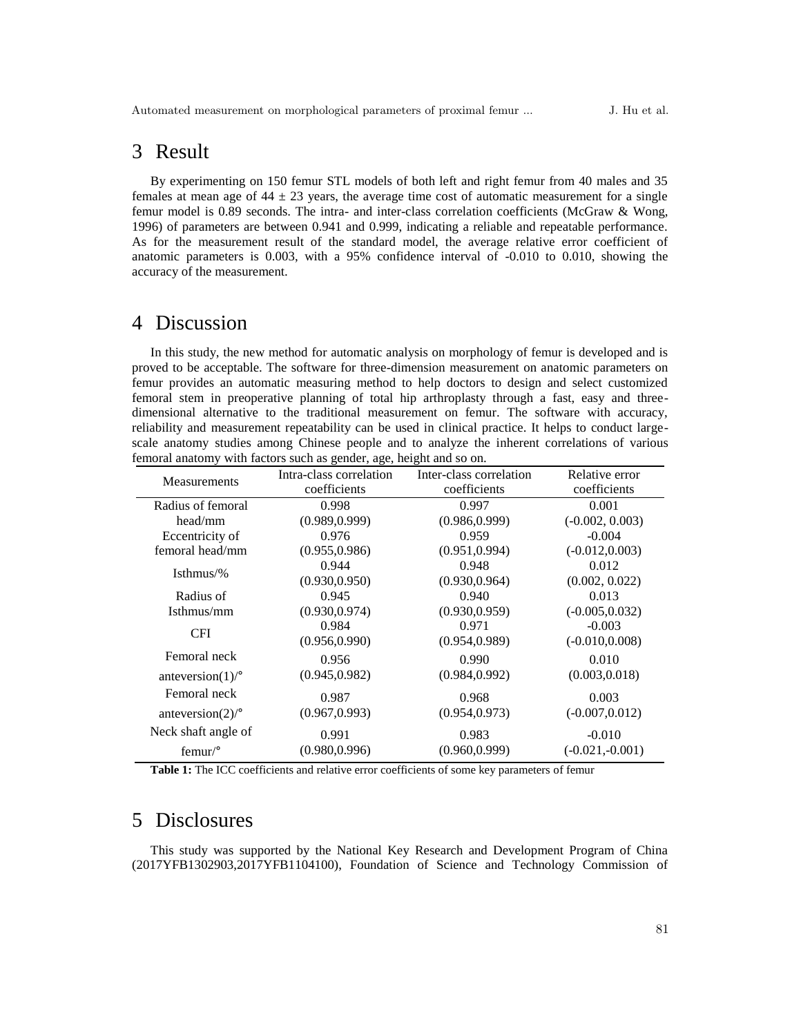# 3 Result

By experimenting on 150 femur STL models of both left and right femur from 40 males and 35 females at mean age of $44 \pm 23$ years, the average time cost of automatic measurement for a single femur model is 0.89 seconds. The intra- and inter-class correlation coefficients (McGraw & Wong, 1996) of parameters are between 0.941 and 0.999, indicating a reliable and repeatable performance. As for the measurement result of the standard model, the average relative error coefficient of anatomic parameters is 0.003, with a 95% confidence interval of -0.010 to 0.010, showing the accuracy of the measurement.

# 4 Discussion

In this study, the new method for automatic analysis on morphology of femur is developed and is proved to be acceptable. The software for three-dimension measurement on anatomic parameters on femur provides an automatic measuring method to help doctors to design and select customized femoral stem in preoperative planning of total hip arthroplasty through a fast, easy and three-dimensional alternative to the traditional measurement on femur. The software with accuracy, reliability and measurement repeatability can be used in clinical practice. It helps to conduct large-scale anatomy studies among Chinese people and to analyze the inherent correlations of various femoral anatomy with factors such as gender, age, height and so on.

| Measurements | Intra-class correlation coefficients | Inter-class correlation coefficients | Relative error coefficients |
|---|---|---|---|
| Radius of femoral head/mm | 0.998 (0.989,0.999) | 0.997 (0.986,0.999) | 0.001 (-0.002, 0.003) |
| Eccentricity of femoral head/mm | 0.976 (0.955,0.986) | 0.959 (0.951,0.994) | -0.004 (-0.012,0.003) |
| Isthmus/% | 0.944 (0.930,0.950) | 0.948 (0.930,0.964) | 0.012 (0.002, 0.022) |
| Radius of Isthmus/mm | 0.945 (0.930,0.974) | 0.940 (0.930,0.959) | 0.013 (-0.005,0.032) |
| CFI | 0.984 (0.956,0.990) | 0.971 (0.954,0.989) | -0.003 (-0.010,0.008) |
| Femoral neck anteversion(1)/° | 0.956 (0.945,0.982) | 0.990 (0.984,0.992) | 0.010 (0.003,0.018) |
| Femoral neck anteversion(2)/° | 0.987 (0.967,0.993) | 0.968 (0.954,0.973) | 0.003 (-0.007,0.012) |
| Neck shaft angle of femur/° | 0.991 (0.980,0.996) | 0.983 (0.960,0.999) | -0.010 (-0.021,-0.001) |

**Table 1:** The ICC coefficients and relative error coefficients of some key parameters of femur

# 5 Disclosures

This study was supported by the National Key Research and Development Program of China (2017YFB1302903,2017YFB1104100), Foundation of Science and Technology Commission of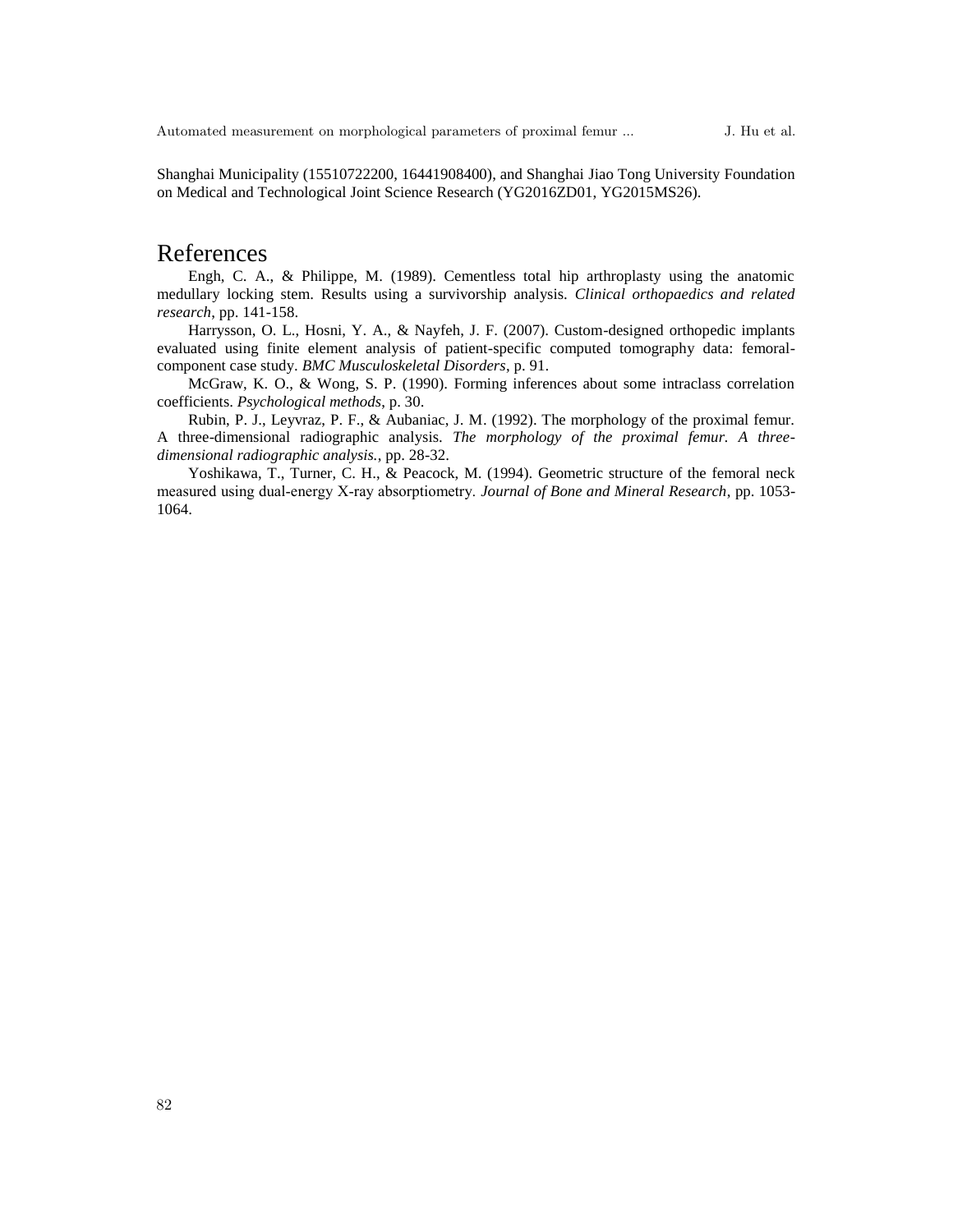Shanghai Municipality (15510722200, 16441908400), and Shanghai Jiao Tong University Foundation on Medical and Technological Joint Science Research (YG2016ZD01, YG2015MS26).

# References

Engh, C. A., & Philippe, M. (1989). Cementless total hip arthroplasty using the anatomic medullary locking stem. Results using a survivorship analysis. *Clinical orthopaedics and related research*, pp. 141-158.

Harrysson, O. L., Hosni, Y. A., & Nayfeh, J. F. (2007). Custom-designed orthopedic implants evaluated using finite element analysis of patient-specific computed tomography data: femoral-component case study. *BMC Musculoskeletal Disorders*, p. 91.

McGraw, K. O., & Wong, S. P. (1990). Forming inferences about some intraclass correlation coefficients. *Psychological methods*, p. 30.

Rubin, P. J., Leyvraz, P. F., & Aubaniac, J. M. (1992). The morphology of the proximal femur. A three-dimensional radiographic analysis. *The morphology of the proximal femur. A three-dimensional radiographic analysis.*, pp. 28-32.

Yoshikawa, T., Turner, C. H., & Peacock, M. (1994). Geometric structure of the femoral neck measured using dual-energy X-ray absorptiometry. *Journal of Bone and Mineral Research*, pp. 1053-1064.